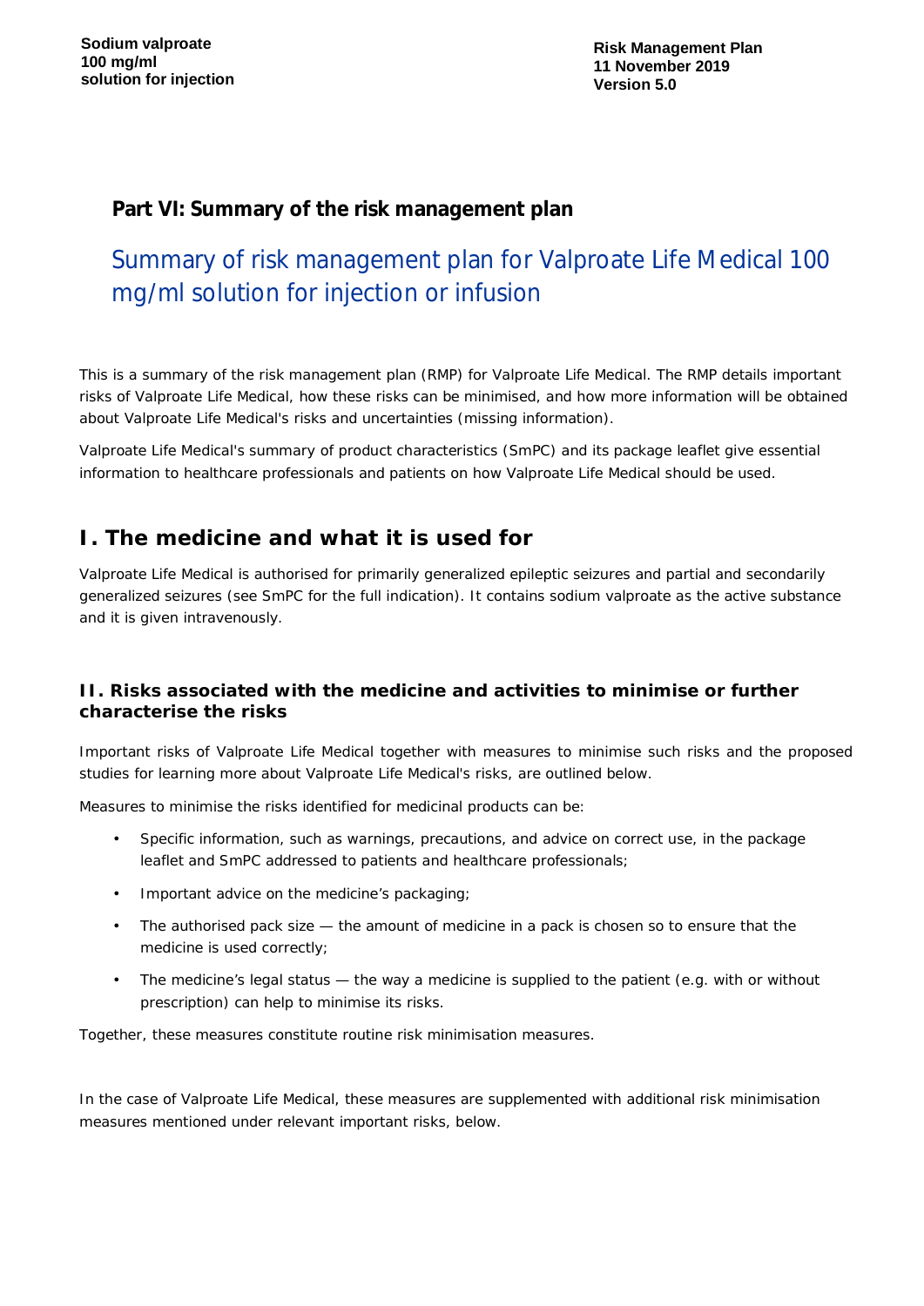## Part VI: Summary of the risk management plan

# Summary of risk management plan for Valproate Life Medical 100 mg/ml solution for injection or infusion

This is a summary of the risk management plan (RMP) for Valproate Life Medical. The RMP details important risks of Valproate Life Medical, how these risks can be minimised, and how more information will be obtained about Valproate Life Medical's risks and uncertainties (missing information).

Valproate Life Medical's summary of product characteristics (SmPC) and its package leaflet give essential information to healthcare professionals and patients on how Valproate Life Medical should be used.

## I. The medicine and what it is used for

Valproate Life Medical is authorised for primarily generalized epileptic seizures and partial and secondarily generalized seizures (see SmPC for the full indication). It contains sodium valproate as the active substance and it is given intravenously.

### II. Risks associated with the medicine and activities to minimise or further characterise the risks

Important risks of Valproate Life Medical together with measures to minimise such risks and the proposed studies for learning more about Valproate Life Medical's risks, are outlined below.

Measures to minimise the risks identified for medicinal products can be:

- Specific information, such as warnings, precautions, and advice on correct use, in the package leaflet and SmPC addressed to patients and healthcare professionals;
- Important advice on the medicine's packaging;
- The authorised pack size — the amount of medicine in a pack is chosen so to ensure that the medicine is used correctly;
- The medicine's legal status — the way a medicine is supplied to the patient (e.g. with or without prescription) can help to minimise its risks.

Together, these measures constitute routine risk minimisation measures.

In the case of Valproate Life Medical, these measures are supplemented with additional risk minimisation measures mentioned under relevant important risks, below.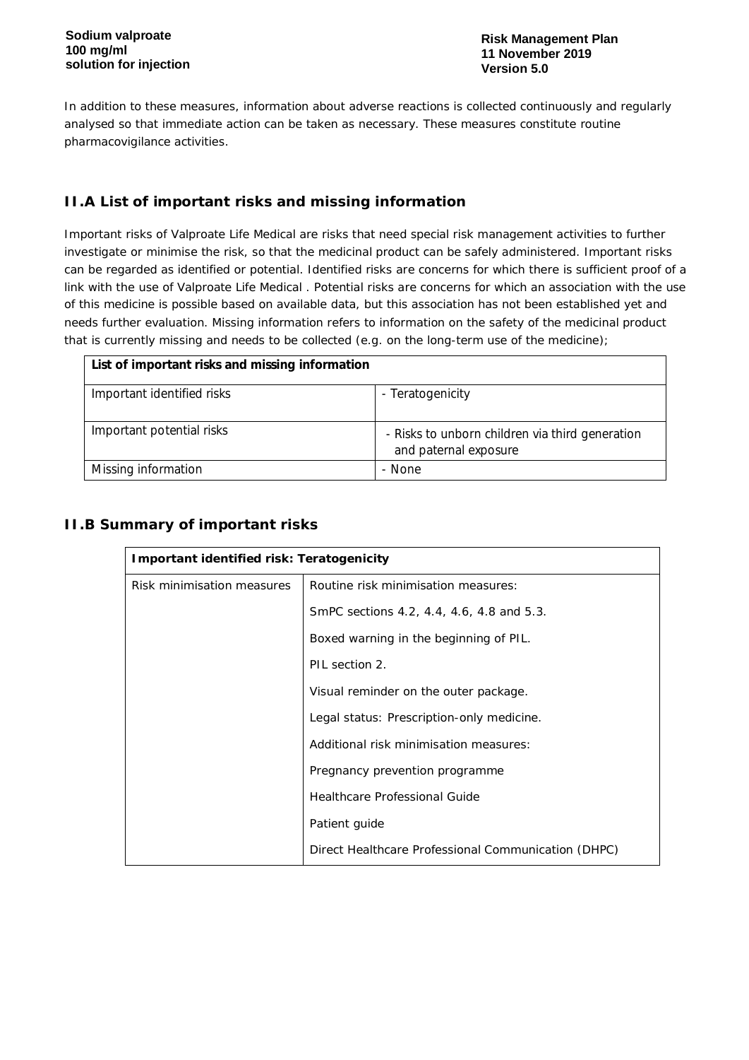In addition to these measures, information about adverse reactions is collected continuously and regularly analysed so that immediate action can be taken as necessary. These measures constitute routine pharmacovigilance activities.

## II.A List of important risks and missing information

Important risks of Valproate Life Medical are risks that need special risk management activities to further investigate or minimise the risk, so that the medicinal product can be safely administered. Important risks can be regarded as identified or potential. Identified risks are concerns for which there is sufficient proof of a link with the use of Valproate Life Medical . Potential risks are concerns for which an association with the use of this medicine is possible based on available data, but this association has not been established yet and needs further evaluation. Missing information refers to information on the safety of the medicinal product that is currently missing and needs to be collected (e.g. on the long-term use of the medicine);

| **List of important risks and missing information** | |
|---|---|
| Important identified risks | - Teratogenicity |
| Important potential risks | - Risks to unborn children via third generation and paternal exposure |
| Missing information | - None |

## II.B Summary of important risks

| **Important identified risk: Teratogenicity** | |
|---|---|
| Risk minimisation measures | Routine risk minimisation measures:<br>SmPC sections 4.2, 4.4, 4.6, 4.8 and 5.3.<br>Boxed warning in the beginning of PIL.<br>PIL section 2.<br>Visual reminder on the outer package.<br>Legal status: Prescription-only medicine.<br>Additional risk minimisation measures:<br>Pregnancy prevention programme<br>Healthcare Professional Guide<br>Patient guide<br>Direct Healthcare Professional Communication (DHPC) |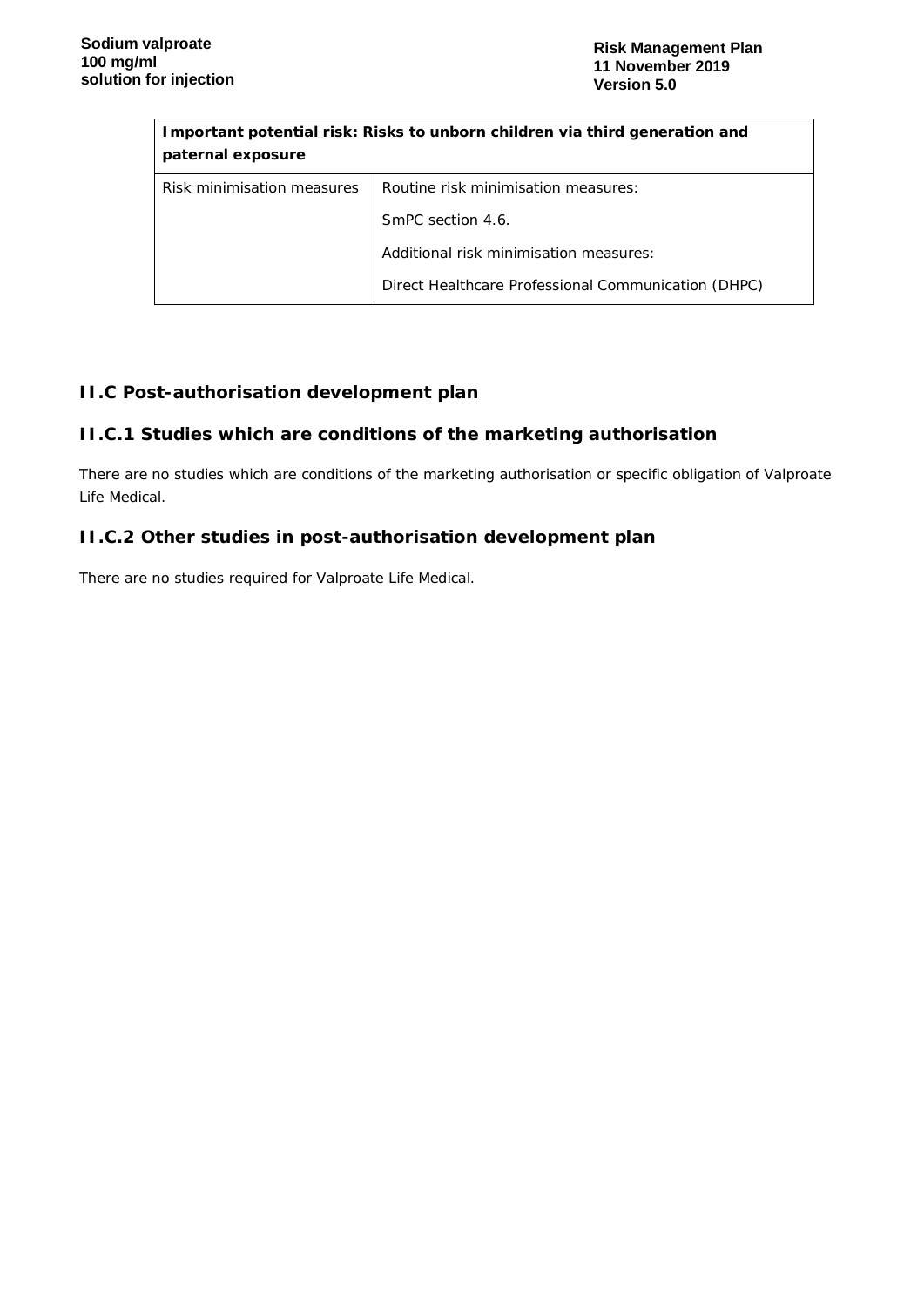| Important potential risk: Risks to unborn children via third generation and paternal exposure | |
|---|---|
| Risk minimisation measures | Routine risk minimisation measures:<br><br>SmPC section 4.6.<br><br>Additional risk minimisation measures:<br><br>Direct Healthcare Professional Communication (DHPC) |

## II.C Post-authorisation development plan

### II.C.1 Studies which are conditions of the marketing authorisation

There are no studies which are conditions of the marketing authorisation or specific obligation of Valproate Life Medical.

### II.C.2 Other studies in post-authorisation development plan

There are no studies required for Valproate Life Medical.